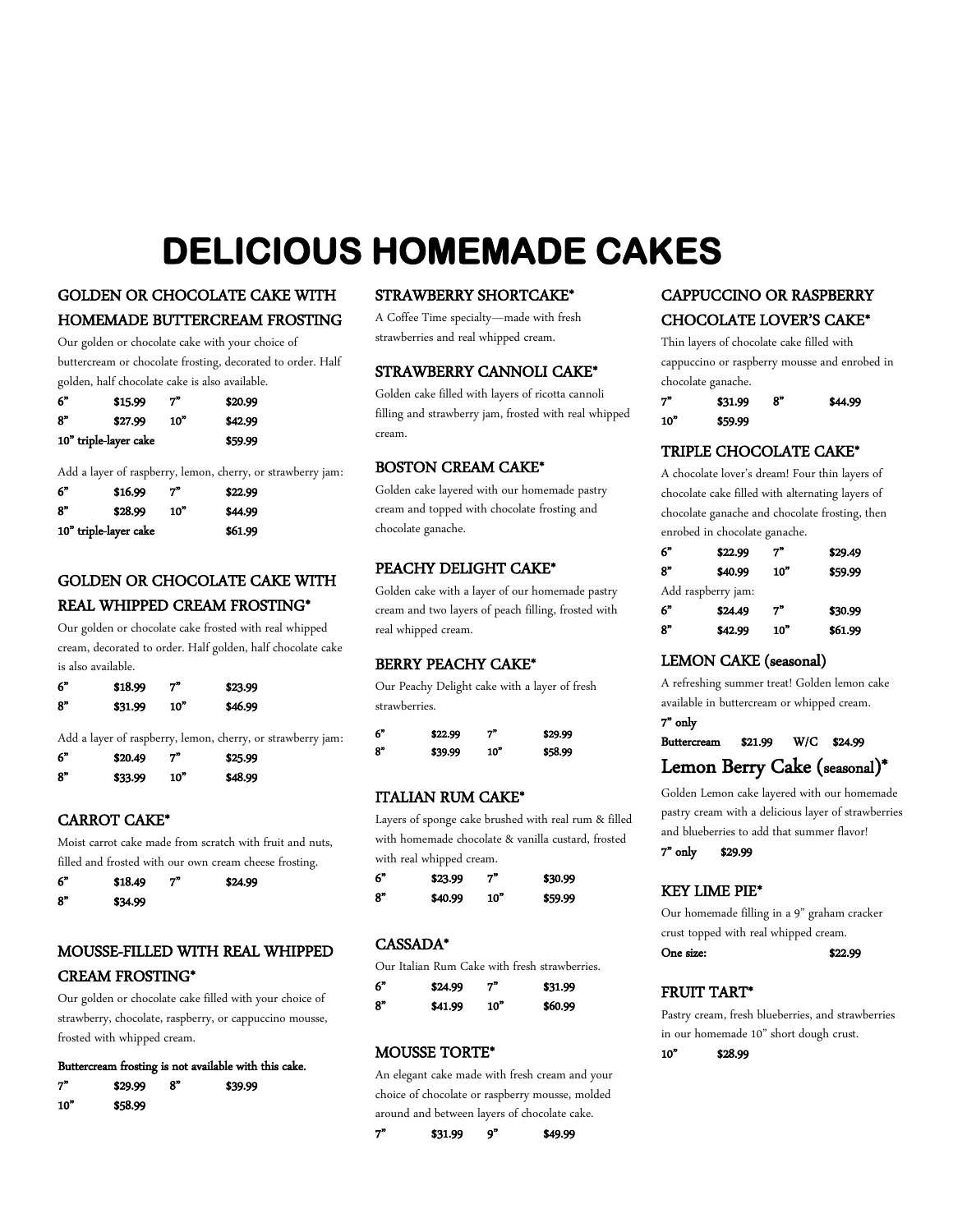# DELICIOUS HOMEMADE CAKES

## GOLDEN OR CHOCOLATE CAKE WITH HOMEMADE BUTTERCREAM FROSTING

Our golden or chocolate cake with your choice of buttercream or chocolate frosting, decorated to order. Half golden, half chocolate cake is also available.

| | | | |
|---|---|---|---|
| **6"** | **$15.99** | **7"** | **$20.99** |
| **8"** | **$27.99** | **10"** | **$42.99** |
| **10" triple-layer cake** | | | **$59.99** |

Add a layer of raspberry, lemon, cherry, or strawberry jam:

| | | | |
|---|---|---|---|
| **6"** | **$16.99** | **7"** | **$22.99** |
| **8"** | **$28.99** | **10"** | **$44.99** |
| **10" triple-layer cake** | | | **$61.99** |

## GOLDEN OR CHOCOLATE CAKE WITH REAL WHIPPED CREAM FROSTING*

Our golden or chocolate cake frosted with real whipped cream, decorated to order. Half golden, half chocolate cake is also available.

| | | | |
|---|---|---|---|
| **6"** | **$18.99** | **7"** | **$23.99** |
| **8"** | **$31.99** | **10"** | **$46.99** |

Add a layer of raspberry, lemon, cherry, or strawberry jam:

| | | | |
|---|---|---|---|
| **6"** | **$20.49** | **7"** | **$25.99** |
| **8"** | **$33.99** | **10"** | **$48.99** |

## CARROT CAKE*

Moist carrot cake made from scratch with fruit and nuts, filled and frosted with our own cream cheese frosting.

| | | | |
|---|---|---|---|
| **6"** | **$18.49** | **7"** | **$24.99** |
| **8"** | **$34.99** | | |

## MOUSSE-FILLED WITH REAL WHIPPED CREAM FROSTING*

Our golden or chocolate cake filled with your choice of strawberry, chocolate, raspberry, or cappuccino mousse, frosted with whipped cream.

**Buttercream frosting is not available with this cake.**

| | | | |
|---|---|---|---|
| **7"** | **$29.99** | **8"** | **$39.99** |
| **10"** | **$58.99** | | |

## STRAWBERRY SHORTCAKE*

A Coffee Time specialty—made with fresh strawberries and real whipped cream.

## STRAWBERRY CANNOLI CAKE*

Golden cake filled with layers of ricotta cannoli filling and strawberry jam, frosted with real whipped cream.

## BOSTON CREAM CAKE*

Golden cake layered with our homemade pastry cream and topped with chocolate frosting and chocolate ganache.

## PEACHY DELIGHT CAKE*

Golden cake with a layer of our homemade pastry cream and two layers of peach filling, frosted with real whipped cream.

## BERRY PEACHY CAKE*

Our Peachy Delight cake with a layer of fresh strawberries.

| | | | |
|---|---|---|---|
| **6"** | **$22.99** | **7"** | **$29.99** |
| **8"** | **$39.99** | **10"** | **$58.99** |

## ITALIAN RUM CAKE*

Layers of sponge cake brushed with real rum & filled with homemade chocolate & vanilla custard, frosted with real whipped cream.

| | | | |
|---|---|---|---|
| **6"** | **$23.99** | **7"** | **$30.99** |
| **8"** | **$40.99** | **10"** | **$59.99** |

## CASSADA*

Our Italian Rum Cake with fresh strawberries.

| | | | |
|---|---|---|---|
| **6"** | **$24.99** | **7"** | **$31.99** |
| **8"** | **$41.99** | **10"** | **$60.99** |

## MOUSSE TORTE*

An elegant cake made with fresh cream and your choice of chocolate or raspberry mousse, molded around and between layers of chocolate cake.

| | | | |
|---|---|---|---|
| **7"** | **$31.99** | **9"** | **$49.99** |

## CAPPUCCINO OR RASPBERRY CHOCOLATE LOVER'S CAKE*

Thin layers of chocolate cake filled with cappuccino or raspberry mousse and enrobed in chocolate ganache.

| | | | |
|---|---|---|---|
| **7"** | **$31.99** | **8"** | **$44.99** |
| **10"** | **$59.99** | | |

## TRIPLE CHOCOLATE CAKE*

A chocolate lover's dream! Four thin layers of chocolate cake filled with alternating layers of chocolate ganache and chocolate frosting, then enrobed in chocolate ganache.

| | | | |
|---|---|---|---|
| **6"** | **$22.99** | **7"** | **$29.49** |
| **8"** | **$40.99** | **10"** | **$59.99** |

Add raspberry jam:

| | | | |
|---|---|---|---|
| **6"** | **$24.49** | **7"** | **$30.99** |
| **8"** | **$42.99** | **10"** | **$61.99** |

## LEMON CAKE (seasonal)

A refreshing summer treat! Golden lemon cake available in buttercream or whipped cream.

**7" only**

**Buttercream $21.99 W/C $24.99**

## Lemon Berry Cake (seasonal)*

Golden Lemon cake layered with our homemade pastry cream with a delicious layer of strawberries and blueberries to add that summer flavor!

**7" only $29.99**

## KEY LIME PIE*

Our homemade filling in a 9" graham cracker crust topped with real whipped cream.

**One size: $22.99**

## FRUIT TART*

Pastry cream, fresh blueberries, and strawberries in our homemade 10" short dough crust.

**10" $28.99**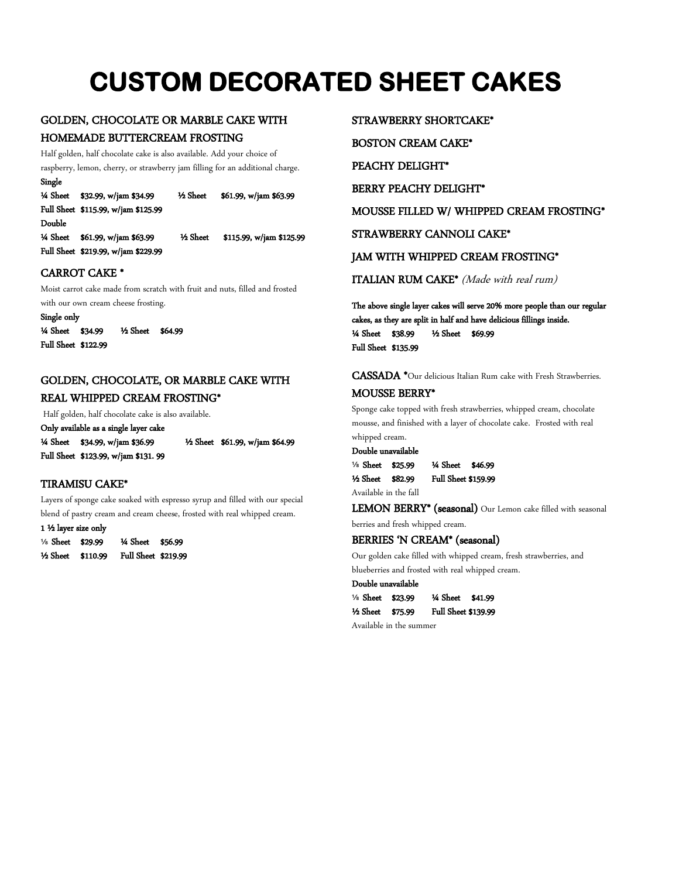# CUSTOM DECORATED SHEET CAKES

## GOLDEN, CHOCOLATE OR MARBLE CAKE WITH HOMEMADE BUTTERCREAM FROSTING

Half golden, half chocolate cake is also available. Add your choice of raspberry, lemon, cherry, or strawberry jam filling for an additional charge.

**Single**

**¼ Sheet $32.99, w/jam $34.99 ½ Sheet $61.99, w/jam $63.99**

**Full Sheet $115.99, w/jam $125.99**

**Double**

**¼ Sheet $61.99, w/jam $63.99 ½ Sheet $115.99, w/jam $125.99**

**Full Sheet $219.99, w/jam $229.99**

## CARROT CAKE *

Moist carrot cake made from scratch with fruit and nuts, filled and frosted with our own cream cheese frosting.

**Single only**

**¼ Sheet $34.99 ½ Sheet $64.99**

**Full Sheet $122.99**

## GOLDEN, CHOCOLATE, OR MARBLE CAKE WITH REAL WHIPPED CREAM FROSTING*

Half golden, half chocolate cake is also available.

**Only available as a single layer cake**

**¼ Sheet $34.99, w/jam $36.99 ½ Sheet $61.99, w/jam $64.99**

**Full Sheet $123.99, w/jam $131. 99**

## TIRAMISU CAKE*

Layers of sponge cake soaked with espresso syrup and filled with our special blend of pastry cream and cream cheese, frosted with real whipped cream.

**1 ½ layer size only**

**⅛ Sheet $29.99 ¼ Sheet $56.99**

**½ Sheet $110.99 Full Sheet $219.99**

## STRAWBERRY SHORTCAKE*

## BOSTON CREAM CAKE*

## PEACHY DELIGHT*

## BERRY PEACHY DELIGHT*

## MOUSSE FILLED W/ WHIPPED CREAM FROSTING*

## STRAWBERRY CANNOLI CAKE*

## JAM WITH WHIPPED CREAM FROSTING*

## ITALIAN RUM CAKE* *(Made with real rum)*

**The above single layer cakes will serve 20% more people than our regular cakes, as they are split in half and have delicious fillings inside.**

**¼ Sheet $38.99 ½ Sheet $69.99**

**Full Sheet $135.99**

## CASSADA *

Our delicious Italian Rum cake with Fresh Strawberries.

## MOUSSE BERRY*

Sponge cake topped with fresh strawberries, whipped cream, chocolate mousse, and finished with a layer of chocolate cake. Frosted with real whipped cream.

**Double unavailable**

**⅛ Sheet $25.99 ¼ Sheet $46.99**

**½ Sheet $82.99 Full Sheet $159.99**

Available in the fall

## LEMON BERRY* (seasonal)

Our Lemon cake filled with seasonal berries and fresh whipped cream.

## BERRIES 'N CREAM* (seasonal)

Our golden cake filled with whipped cream, fresh strawberries, and blueberries and frosted with real whipped cream.

**Double unavailable**

**⅛ Sheet $23.99 ¼ Sheet $41.99**

**½ Sheet $75.99 Full Sheet $139.99**

Available in the summer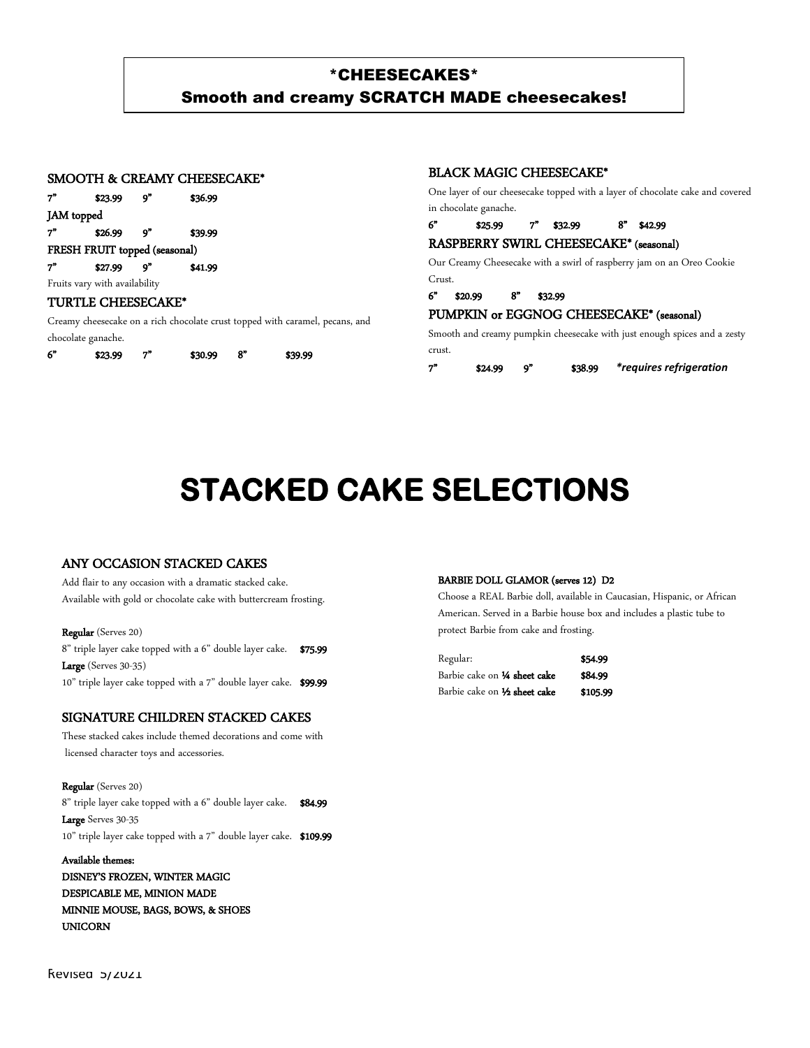## *CHEESECAKES*
## Smooth and creamy SCRATCH MADE cheesecakes!

### SMOOTH & CREAMY CHEESECAKE*

**7"** **$23.99** **9"** **$36.99**

**JAM topped**

**7"** **$26.99** **9"** **$39.99**

**FRESH FRUIT topped (seasonal)**

**7"** **$27.99** **9"** **$41.99**

Fruits vary with availability

### TURTLE CHEESECAKE*

Creamy cheesecake on a rich chocolate crust topped with caramel, pecans, and chocolate ganache.

**6"** **$23.99** **7"** **$30.99** **8"** **$39.99**

### BLACK MAGIC CHEESECAKE*

One layer of our cheesecake topped with a layer of chocolate cake and covered in chocolate ganache.

**6"** **$25.99** **7"** **$32.99** **8"** **$42.99**

### RASPBERRY SWIRL CHEESECAKE* (seasonal)

Our Creamy Cheesecake with a swirl of raspberry jam on an Oreo Cookie Crust.

**6"** **$20.99** **8"** **$32.99**

### PUMPKIN or EGGNOG CHEESECAKE* (seasonal)

Smooth and creamy pumpkin cheesecake with just enough spices and a zesty crust.

**7"** **$24.99** **9"** **$38.99** ***requires refrigeration***

# STACKED CAKE SELECTIONS

### ANY OCCASION STACKED CAKES

Add flair to any occasion with a dramatic stacked cake.
Available with gold or chocolate cake with buttercream frosting.

**Regular** (Serves 20)

8" triple layer cake topped with a 6" double layer cake. **$75.99**

**Large** (Serves 30-35)

10" triple layer cake topped with a 7" double layer cake. **$99.99**

### SIGNATURE CHILDREN STACKED CAKES

These stacked cakes include themed decorations and come with licensed character toys and accessories.

**Regular** (Serves 20)

8" triple layer cake topped with a 6" double layer cake. **$84.99**

**Large** Serves 30-35

10" triple layer cake topped with a 7" double layer cake. **$109.99**

**Available themes:**

**DISNEY'S FROZEN, WINTER MAGIC**
**DESPICABLE ME, MINION MADE**
**MINNIE MOUSE, BAGS, BOWS, & SHOES**
**UNICORN**

**BARBIE DOLL GLAMOR (serves 12) D2**

Choose a REAL Barbie doll, available in Caucasian, Hispanic, or African American. Served in a Barbie house box and includes a plastic tube to protect Barbie from cake and frosting.

| | |
|---|---|
| Regular: | **$54.99** |
| Barbie cake on **¼ sheet cake** | **$84.99** |
| Barbie cake on **½ sheet cake** | **$105.99** |

Revised 5/2021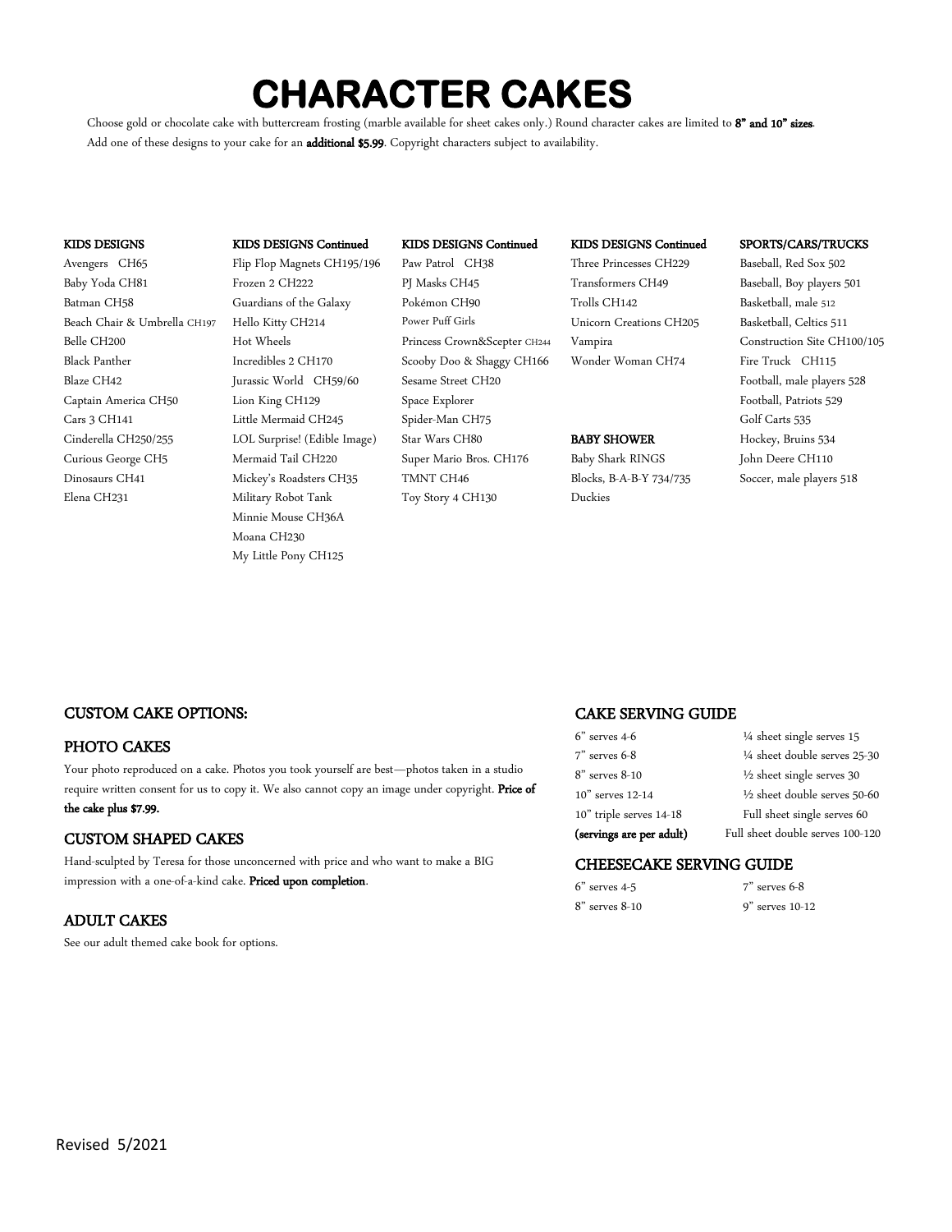# CHARACTER CAKES

Choose gold or chocolate cake with buttercream frosting (marble available for sheet cakes only.) Round character cakes are limited to **8" and 10" sizes**.
Add one of these designs to your cake for an **additional $5.99**. Copyright characters subject to availability.

**KIDS DESIGNS**

Avengers CH65
Baby Yoda CH81
Batman CH58
Beach Chair & Umbrella CH197
Belle CH200
Black Panther
Blaze CH42
Captain America CH50
Cars 3 CH141
Cinderella CH250/255
Curious George CH5
Dinosaurs CH41
Elena CH231

**KIDS DESIGNS Continued**

Flip Flop Magnets CH195/196
Frozen 2 CH222
Guardians of the Galaxy
Hello Kitty CH214
Hot Wheels
Incredibles 2 CH170
Jurassic World CH59/60
Lion King CH129
Little Mermaid CH245
LOL Surprise! (Edible Image)
Mermaid Tail CH220
Mickey's Roadsters CH35
Military Robot Tank
Minnie Mouse CH36A
Moana CH230
My Little Pony CH125

**KIDS DESIGNS Continued**

Paw Patrol CH38
PJ Masks CH45
Pokémon CH90
Power Puff Girls
Princess Crown&Scepter CH244
Scooby Doo & Shaggy CH166
Sesame Street CH20
Space Explorer
Spider-Man CH75
Star Wars CH80
Super Mario Bros. CH176
TMNT CH46
Toy Story 4 CH130

**KIDS DESIGNS Continued**

Three Princesses CH229
Transformers CH49
Trolls CH142
Unicorn Creations CH205
Vampira
Wonder Woman CH74

**BABY SHOWER**

Baby Shark RINGS
Blocks, B-A-B-Y 734/735
Duckies

**SPORTS/CARS/TRUCKS**

Baseball, Red Sox 502
Baseball, Boy players 501
Basketball, male 512
Basketball, Celtics 511
Construction Site CH100/105
Fire Truck CH115
Football, male players 528
Football, Patriots 529
Golf Carts 535
Hockey, Bruins 534
John Deere CH110
Soccer, male players 518

## CUSTOM CAKE OPTIONS:

## PHOTO CAKES

Your photo reproduced on a cake. Photos you took yourself are best—photos taken in a studio require written consent for us to copy it. We also cannot copy an image under copyright. **Price of the cake plus $7.99.**

## CUSTOM SHAPED CAKES

Hand-sculpted by Teresa for those unconcerned with price and who want to make a BIG impression with a one-of-a-kind cake. **Priced upon completion**.

## ADULT CAKES

See our adult themed cake book for options.

## CAKE SERVING GUIDE

| | |
|---|---|
| 6" serves 4-6 | ¼ sheet single serves 15 |
| 7" serves 6-8 | ¼ sheet double serves 25-30 |
| 8" serves 8-10 | ½ sheet single serves 30 |
| 10" serves 12-14 | ½ sheet double serves 50-60 |
| 10" triple serves 14-18 | Full sheet single serves 60 |
| **(servings are per adult)** | Full sheet double serves 100-120 |

## CHEESECAKE SERVING GUIDE

| | |
|---|---|
| 6" serves 4-5 | 7" serves 6-8 |
| 8" serves 8-10 | 9" serves 10-12 |

Revised 5/2021